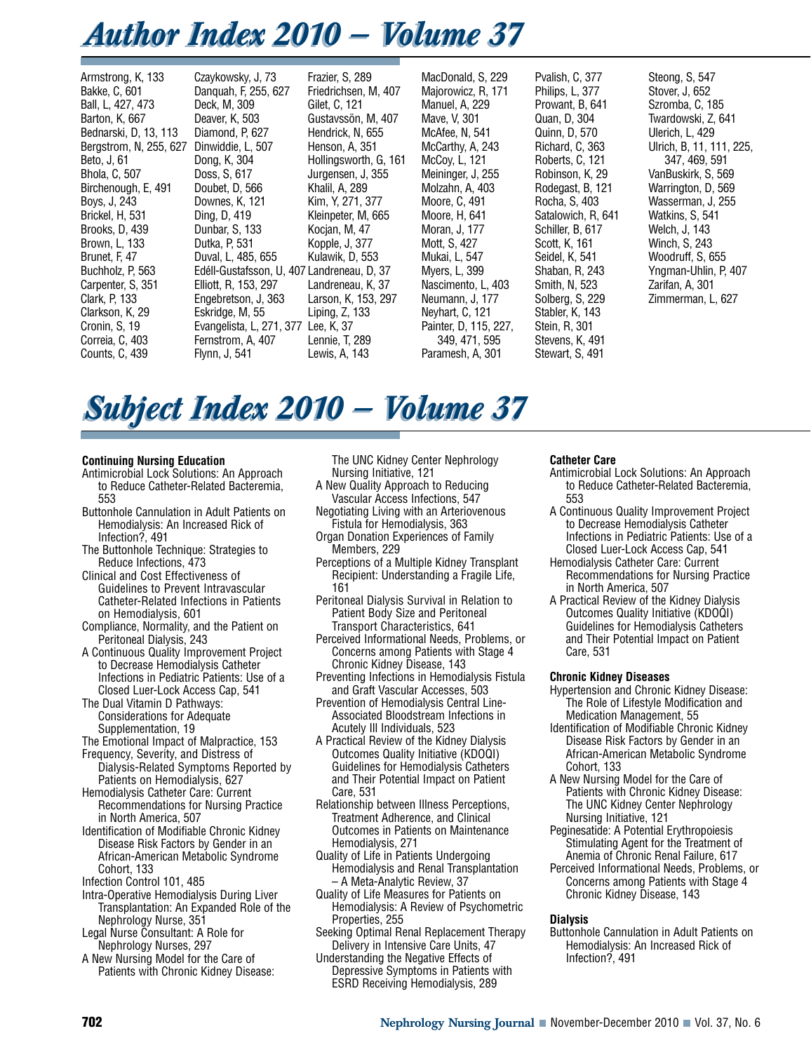# Author Index 2010 – Volume 37

Armstrong, K, 133
Bakke, C, 601
Ball, L, 427, 473
Barton, K, 667
Bednarski, D, 13, 113
Bergstrom, N, 255, 627
Beto, J, 61
Bhola, C, 507
Birchenough, E, 491
Boys, J, 243
Brickel, H, 531
Brooks, D, 439
Brown, L, 133
Brunet, F, 47
Buchholz, P, 563
Carpenter, S, 351
Clark, P, 133
Clarkson, K, 29
Cronin, S, 19
Correia, C, 403
Counts, C, 439
Czaykowsky, J, 73
Danquah, F, 255, 627
Deck, M, 309
Deaver, K, 503
Diamond, P, 627
Dinwiddie, L, 507
Dong, K, 304
Doss, S, 617
Doubet, D, 566
Downes, K, 121
Ding, D, 419
Dunbar, S, 133
Dutka, P, 531
Duval, L, 485, 655
Edéll-Gustafsson, U, 407
Elliott, R, 153, 297
Engebretson, J, 363
Eskridge, M, 55
Evangelista, L, 271, 377
Fernstrom, A, 407
Flynn, J, 541
Frazier, S, 289
Friedrichsen, M, 407
Gilet, C, 121
Gustavssön, M, 407
Hendrick, N, 655
Henson, A, 351
Hollingsworth, G, 161
Jurgensen, J, 355
Khalil, A, 289
Kim, Y, 271, 377
Kleinpeter, M, 665
Kocjan, M, 47
Kopple, J, 377
Kulawik, D, 553
Landreneau, D, 37
Landreneau, K, 37
Larson, K, 153, 297
Liping, Z, 133
Lee, K, 37
Lennie, T, 289
Lewis, A, 143
MacDonald, S, 229
Majorowicz, R, 171
Manuel, A, 229
Mave, V, 301
McAfee, N, 541
McCarthy, A, 243
McCoy, L, 121
Meininger, J, 255
Molzahn, A, 403
Moore, C, 491
Moore, H, 641
Moran, J, 177
Mott, S, 427
Mukai, L, 547
Myers, L, 399
Nascimento, L, 403
Neumann, J, 177
Neyhart, C, 121
Painter, D, 115, 227, 349, 471, 595
Paramesh, A, 301
Pvalish, C, 377
Philips, L, 377
Prowant, B, 641
Quan, D, 304
Quinn, D, 570
Richard, C, 363
Roberts, C, 121
Robinson, K, 29
Rodegast, B, 121
Rocha, S, 403
Satalowich, R, 641
Schiller, B, 617
Scott, K, 161
Seidel, K, 541
Shaban, R, 243
Smith, N, 523
Solberg, S, 229
Stabler, K, 143
Stein, R, 301
Stevens, K, 491
Stewart, S, 491
Steong, S, 547
Stover, J, 652
Szromba, C, 185
Twardowski, Z, 641
Ulerich, L, 429
Ulrich, B, 11, 111, 225, 347, 469, 591
VanBuskirk, S, 569
Warrington, D, 569
Wasserman, J, 255
Watkins, S, 541
Welch, J, 143
Winch, S, 243
Woodruff, S, 655
Yngman-Uhlin, P, 407
Zarifan, A, 301
Zimmerman, L, 627

# Subject Index 2010 – Volume 37

**Continuing Nursing Education**

Antimicrobial Lock Solutions: An Approach to Reduce Catheter-Related Bacteremia, 553
Buttonhole Cannulation in Adult Patients on Hemodialysis: An Increased Rick of Infection?, 491
The Buttonhole Technique: Strategies to Reduce Infections, 473
Clinical and Cost Effectiveness of Guidelines to Prevent Intravascular Catheter-Related Infections in Patients on Hemodialysis, 601
Compliance, Normality, and the Patient on Peritoneal Dialysis, 243
A Continuous Quality Improvement Project to Decrease Hemodialysis Catheter Infections in Pediatric Patients: Use of a Closed Luer-Lock Access Cap, 541
The Dual Vitamin D Pathways: Considerations for Adequate Supplementation, 19
The Emotional Impact of Malpractice, 153
Frequency, Severity, and Distress of Dialysis-Related Symptoms Reported by Patients on Hemodialysis, 627
Hemodialysis Catheter Care: Current Recommendations for Nursing Practice in North America, 507
Identification of Modifiable Chronic Kidney Disease Risk Factors by Gender in an African-American Metabolic Syndrome Cohort, 133
Infection Control 101, 485
Intra-Operative Hemodialysis During Liver Transplantation: An Expanded Role of the Nephrology Nurse, 351
Legal Nurse Consultant: A Role for Nephrology Nurses, 297
A New Nursing Model for the Care of Patients with Chronic Kidney Disease: The UNC Kidney Center Nephrology Nursing Initiative, 121
A New Quality Approach to Reducing Vascular Access Infections, 547
Negotiating Living with an Arteriovenous Fistula for Hemodialysis, 363
Organ Donation Experiences of Family Members, 229
Perceptions of a Multiple Kidney Transplant Recipient: Understanding a Fragile Life, 161
Peritoneal Dialysis Survival in Relation to Patient Body Size and Peritoneal Transport Characteristics, 641
Perceived Informational Needs, Problems, or Concerns among Patients with Stage 4 Chronic Kidney Disease, 143
Preventing Infections in Hemodialysis Fistula and Graft Vascular Accesses, 503
Prevention of Hemodialysis Central Line-Associated Bloodstream Infections in Acutely Ill Individuals, 523
A Practical Review of the Kidney Dialysis Outcomes Quality Initiative (KDOQI) Guidelines for Hemodialysis Catheters and Their Potential Impact on Patient Care, 531
Relationship between Illness Perceptions, Treatment Adherence, and Clinical Outcomes in Patients on Maintenance Hemodialysis, 271
Quality of Life in Patients Undergoing Hemodialysis and Renal Transplantation – A Meta-Analytic Review, 37
Quality of Life Measures for Patients on Hemodialysis: A Review of Psychometric Properties, 255
Seeking Optimal Renal Replacement Therapy Delivery in Intensive Care Units, 47
Understanding the Negative Effects of Depressive Symptoms in Patients with ESRD Receiving Hemodialysis, 289

**Catheter Care**

Antimicrobial Lock Solutions: An Approach to Reduce Catheter-Related Bacteremia, 553
A Continuous Quality Improvement Project to Decrease Hemodialysis Catheter Infections in Pediatric Patients: Use of a Closed Luer-Lock Access Cap, 541
Hemodialysis Catheter Care: Current Recommendations for Nursing Practice in North America, 507
A Practical Review of the Kidney Dialysis Outcomes Quality Initiative (KDOQI) Guidelines for Hemodialysis Catheters and Their Potential Impact on Patient Care, 531

**Chronic Kidney Diseases**

Hypertension and Chronic Kidney Disease: The Role of Lifestyle Modification and Medication Management, 55
Identification of Modifiable Chronic Kidney Disease Risk Factors by Gender in an African-American Metabolic Syndrome Cohort, 133
A New Nursing Model for the Care of Patients with Chronic Kidney Disease: The UNC Kidney Center Nephrology Nursing Initiative, 121
Peginesatide: A Potential Erythropoiesis Stimulating Agent for the Treatment of Anemia of Chronic Renal Failure, 617
Perceived Informational Needs, Problems, or Concerns among Patients with Stage 4 Chronic Kidney Disease, 143

**Dialysis**

Buttonhole Cannulation in Adult Patients on Hemodialysis: An Increased Rick of Infection?, 491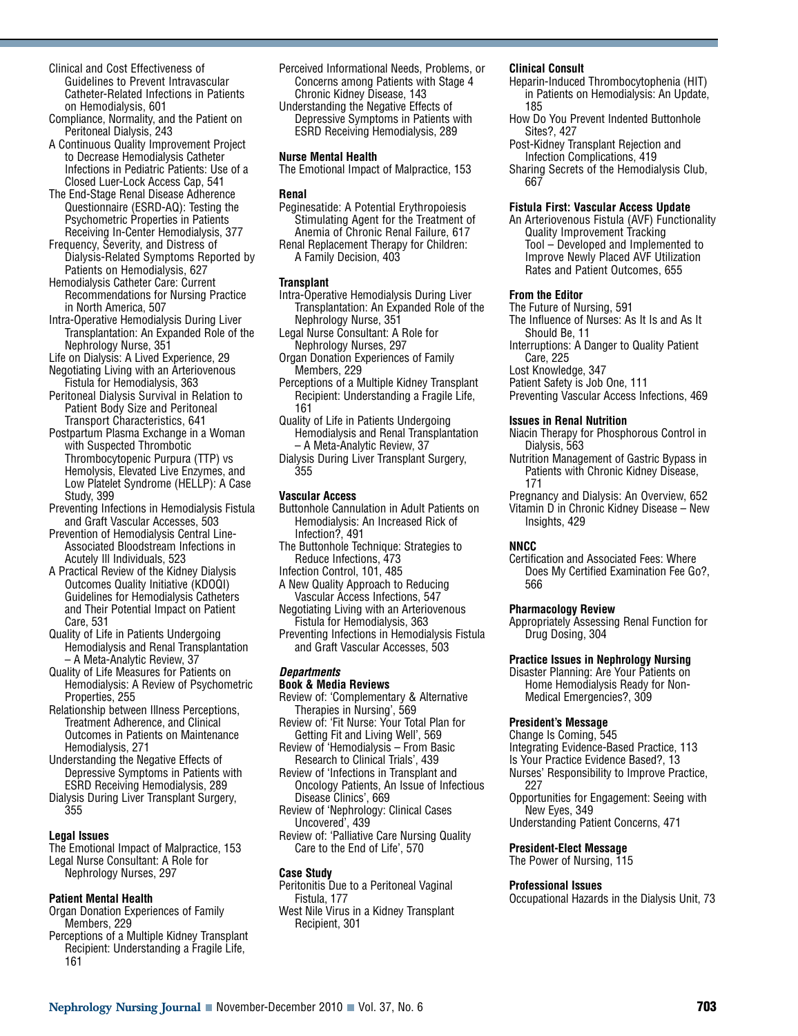Clinical and Cost Effectiveness of Guidelines to Prevent Intravascular Catheter-Related Infections in Patients on Hemodialysis, 601

Compliance, Normality, and the Patient on Peritoneal Dialysis, 243

A Continuous Quality Improvement Project to Decrease Hemodialysis Catheter Infections in Pediatric Patients: Use of a Closed Luer-Lock Access Cap, 541

The End-Stage Renal Disease Adherence Questionnaire (ESRD-AQ): Testing the Psychometric Properties in Patients Receiving In-Center Hemodialysis, 377

Frequency, Severity, and Distress of Dialysis-Related Symptoms Reported by Patients on Hemodialysis, 627

Hemodialysis Catheter Care: Current Recommendations for Nursing Practice in North America, 507

Intra-Operative Hemodialysis During Liver Transplantation: An Expanded Role of the Nephrology Nurse, 351

Life on Dialysis: A Lived Experience, 29

Negotiating Living with an Arteriovenous Fistula for Hemodialysis, 363

Peritoneal Dialysis Survival in Relation to Patient Body Size and Peritoneal Transport Characteristics, 641

Postpartum Plasma Exchange in a Woman with Suspected Thrombotic Thrombocytopenic Purpura (TTP) vs Hemolysis, Elevated Live Enzymes, and Low Platelet Syndrome (HELLP): A Case Study, 399

Preventing Infections in Hemodialysis Fistula and Graft Vascular Accesses, 503

Prevention of Hemodialysis Central Line-Associated Bloodstream Infections in Acutely Ill Individuals, 523

A Practical Review of the Kidney Dialysis Outcomes Quality Initiative (KDOQI) Guidelines for Hemodialysis Catheters and Their Potential Impact on Patient Care, 531

Quality of Life in Patients Undergoing Hemodialysis and Renal Transplantation – A Meta-Analytic Review, 37

Quality of Life Measures for Patients on Hemodialysis: A Review of Psychometric Properties, 255

Relationship between Illness Perceptions, Treatment Adherence, and Clinical Outcomes in Patients on Maintenance Hemodialysis, 271

Understanding the Negative Effects of Depressive Symptoms in Patients with ESRD Receiving Hemodialysis, 289

Dialysis During Liver Transplant Surgery, 355

**Legal Issues**

The Emotional Impact of Malpractice, 153

Legal Nurse Consultant: A Role for Nephrology Nurses, 297

**Patient Mental Health**

Organ Donation Experiences of Family Members, 229

Perceptions of a Multiple Kidney Transplant Recipient: Understanding a Fragile Life, 161

Perceived Informational Needs, Problems, or Concerns among Patients with Stage 4 Chronic Kidney Disease, 143

Understanding the Negative Effects of Depressive Symptoms in Patients with ESRD Receiving Hemodialysis, 289

**Nurse Mental Health**

The Emotional Impact of Malpractice, 153

**Renal**

Peginesatide: A Potential Erythropoiesis Stimulating Agent for the Treatment of Anemia of Chronic Renal Failure, 617

Renal Replacement Therapy for Children: A Family Decision, 403

**Transplant**

Intra-Operative Hemodialysis During Liver Transplantation: An Expanded Role of the Nephrology Nurse, 351

Legal Nurse Consultant: A Role for Nephrology Nurses, 297

Organ Donation Experiences of Family Members, 229

Perceptions of a Multiple Kidney Transplant Recipient: Understanding a Fragile Life, 161

Quality of Life in Patients Undergoing Hemodialysis and Renal Transplantation – A Meta-Analytic Review, 37

Dialysis During Liver Transplant Surgery, 355

**Vascular Access**

Buttonhole Cannulation in Adult Patients on Hemodialysis: An Increased Rick of Infection?, 491

The Buttonhole Technique: Strategies to Reduce Infections, 473

Infection Control, 101, 485

A New Quality Approach to Reducing Vascular Access Infections, 547

Negotiating Living with an Arteriovenous Fistula for Hemodialysis, 363

Preventing Infections in Hemodialysis Fistula and Graft Vascular Accesses, 503

***Departments***

**Book & Media Reviews**

Review of: 'Complementary & Alternative Therapies in Nursing', 569

Review of: 'Fit Nurse: Your Total Plan for Getting Fit and Living Well', 569

Review of 'Hemodialysis – From Basic Research to Clinical Trials', 439

Review of 'Infections in Transplant and Oncology Patients, An Issue of Infectious Disease Clinics', 669

Review of 'Nephrology: Clinical Cases Uncovered', 439

Review of 'Palliative Care Nursing Quality Care to the End of Life', 570

**Case Study**

Peritonitis Due to a Peritoneal Vaginal Fistula, 177

West Nile Virus in a Kidney Transplant Recipient, 301

**Clinical Consult**

Heparin-Induced Thrombocytophenia (HIT) in Patients on Hemodialysis: An Update, 185

How Do You Prevent Indented Buttonhole Sites?, 427

Post-Kidney Transplant Rejection and Infection Complications, 419

Sharing Secrets of the Hemodialysis Club, 667

**Fistula First: Vascular Access Update**

An Arteriovenous Fistula (AVF) Functionality Quality Improvement Tracking Tool – Developed and Implemented to Improve Newly Placed AVF Utilization Rates and Patient Outcomes, 655

**From the Editor**

The Future of Nursing, 591

The Influence of Nurses: As It Is and As It Should Be, 11

Interruptions: A Danger to Quality Patient Care, 225

Lost Knowledge, 347

Patient Safety is Job One, 111

Preventing Vascular Access Infections, 469

**Issues in Renal Nutrition**

Niacin Therapy for Phosphorous Control in Dialysis, 563

Nutrition Management of Gastric Bypass in Patients with Chronic Kidney Disease, 171

Pregnancy and Dialysis: An Overview, 652

Vitamin D in Chronic Kidney Disease – New Insights, 429

**NNCC**

Certification and Associated Fees: Where Does My Certified Examination Fee Go?, 566

**Pharmacology Review**

Appropriately Assessing Renal Function for Drug Dosing, 304

**Practice Issues in Nephrology Nursing**

Disaster Planning: Are Your Patients on Home Hemodialysis Ready for Non-Medical Emergencies?, 309

**President's Message**

Change Is Coming, 545

Integrating Evidence-Based Practice, 113

Is Your Practice Evidence Based?, 13

Nurses' Responsibility to Improve Practice, 227

Opportunities for Engagement: Seeing with New Eyes, 349

Understanding Patient Concerns, 471

**President-Elect Message**

The Power of Nursing, 115

**Professional Issues**

Occupational Hazards in the Dialysis Unit, 73